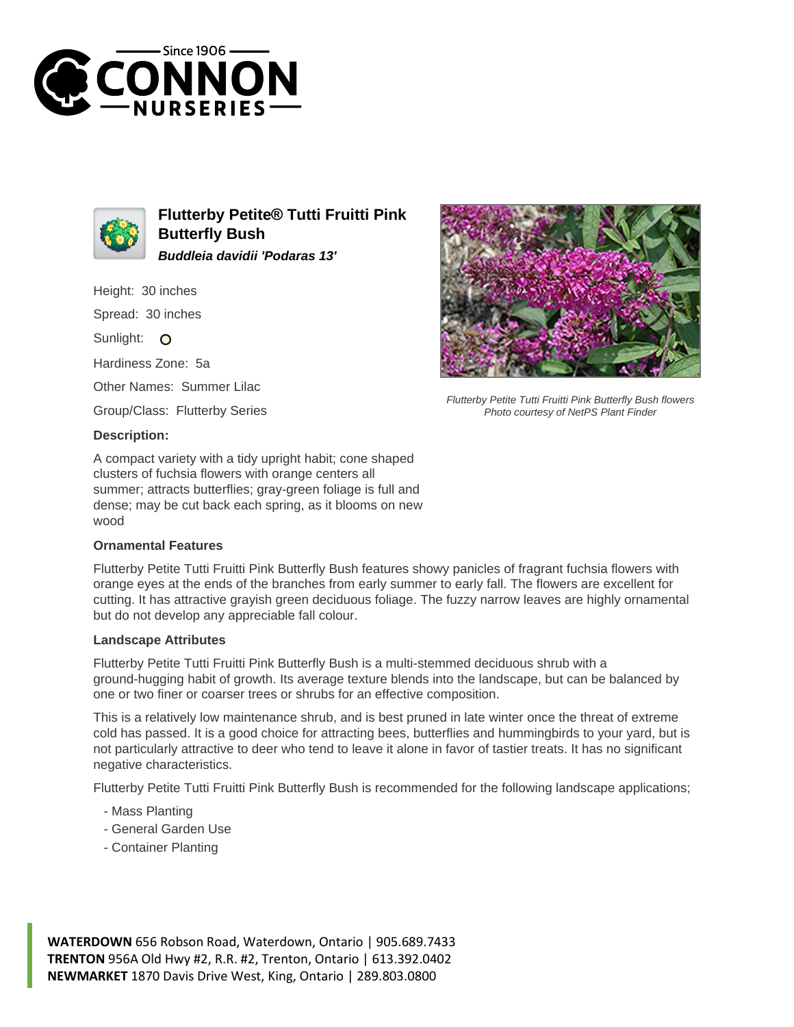# Flutterby Petite® Tutti Fruitti Pink Butterfly Bush

***Buddleia davidii 'Podaras 13'***

Height: 30 inches

Spread: 30 inches

Sunlight: O

Hardiness Zone: 5a

Other Names: Summer Lilac

Group/Class: Flutterby Series

Flutterby Petite Tutti Fruitti Pink Butterfly Bush flowers
Photo courtesy of NetPS Plant Finder

### Description:

A compact variety with a tidy upright habit; cone shaped clusters of fuchsia flowers with orange centers all summer; attracts butterflies; gray-green foliage is full and dense; may be cut back each spring, as it blooms on new wood

### Ornamental Features

Flutterby Petite Tutti Fruitti Pink Butterfly Bush features showy panicles of fragrant fuchsia flowers with orange eyes at the ends of the branches from early summer to early fall. The flowers are excellent for cutting. It has attractive grayish green deciduous foliage. The fuzzy narrow leaves are highly ornamental but do not develop any appreciable fall colour.

### Landscape Attributes

Flutterby Petite Tutti Fruitti Pink Butterfly Bush is a multi-stemmed deciduous shrub with a ground-hugging habit of growth. Its average texture blends into the landscape, but can be balanced by one or two finer or coarser trees or shrubs for an effective composition.

This is a relatively low maintenance shrub, and is best pruned in late winter once the threat of extreme cold has passed. It is a good choice for attracting bees, butterflies and hummingbirds to your yard, but is not particularly attractive to deer who tend to leave it alone in favor of tastier treats. It has no significant negative characteristics.

Flutterby Petite Tutti Fruitti Pink Butterfly Bush is recommended for the following landscape applications;

- Mass Planting
- General Garden Use
- Container Planting

**WATERDOWN** 656 Robson Road, Waterdown, Ontario | 905.689.7433
**TRENTON** 956A Old Hwy #2, R.R. #2, Trenton, Ontario | 613.392.0402
**NEWMARKET** 1870 Davis Drive West, King, Ontario | 289.803.0800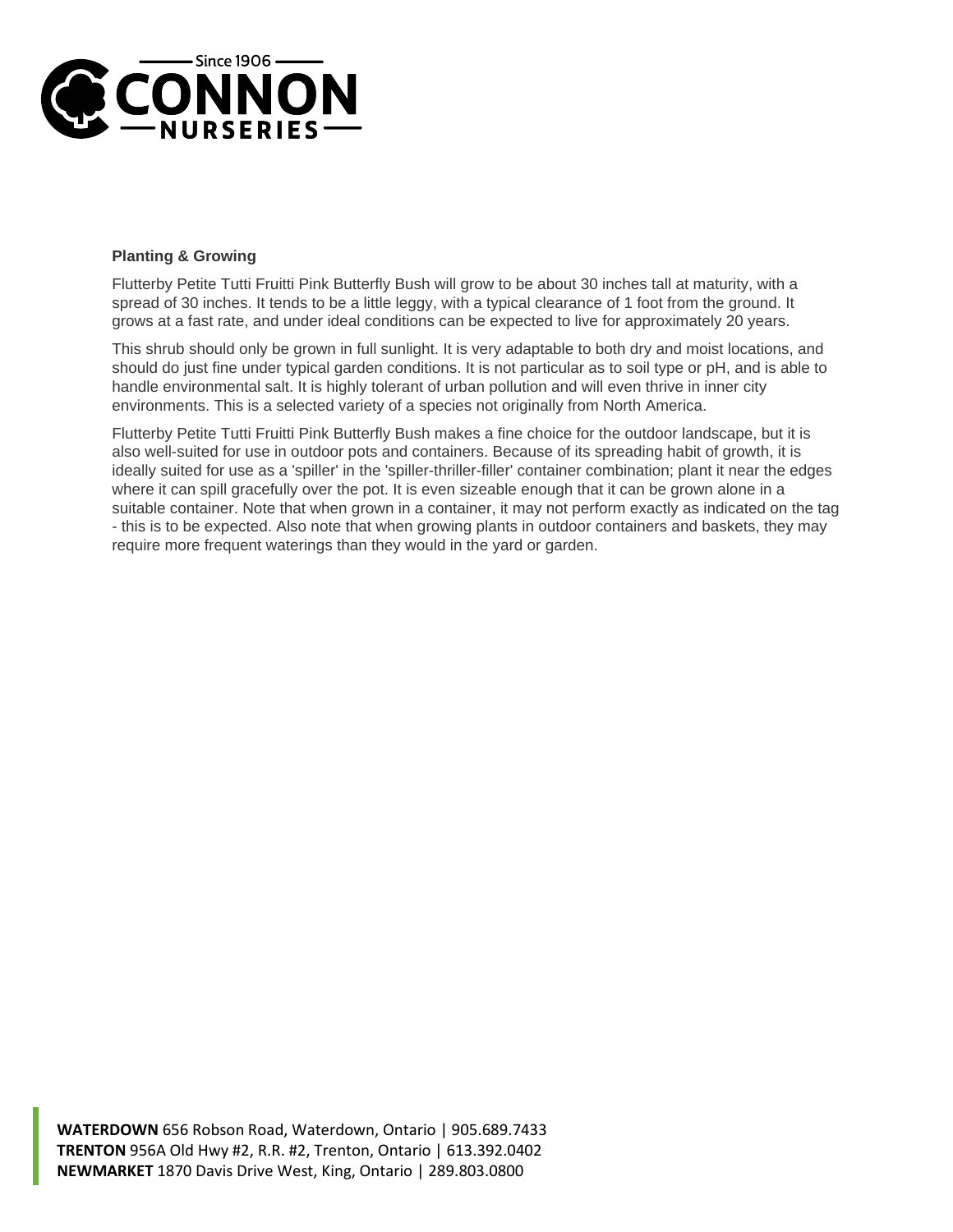### Planting & Growing

Flutterby Petite Tutti Fruitti Pink Butterfly Bush will grow to be about 30 inches tall at maturity, with a spread of 30 inches. It tends to be a little leggy, with a typical clearance of 1 foot from the ground. It grows at a fast rate, and under ideal conditions can be expected to live for approximately 20 years.

This shrub should only be grown in full sunlight. It is very adaptable to both dry and moist locations, and should do just fine under typical garden conditions. It is not particular as to soil type or pH, and is able to handle environmental salt. It is highly tolerant of urban pollution and will even thrive in inner city environments. This is a selected variety of a species not originally from North America.

Flutterby Petite Tutti Fruitti Pink Butterfly Bush makes a fine choice for the outdoor landscape, but it is also well-suited for use in outdoor pots and containers. Because of its spreading habit of growth, it is ideally suited for use as a 'spiller' in the 'spiller-thriller-filler' container combination; plant it near the edges where it can spill gracefully over the pot. It is even sizeable enough that it can be grown alone in a suitable container. Note that when grown in a container, it may not perform exactly as indicated on the tag - this is to be expected. Also note that when growing plants in outdoor containers and baskets, they may require more frequent waterings than they would in the yard or garden.